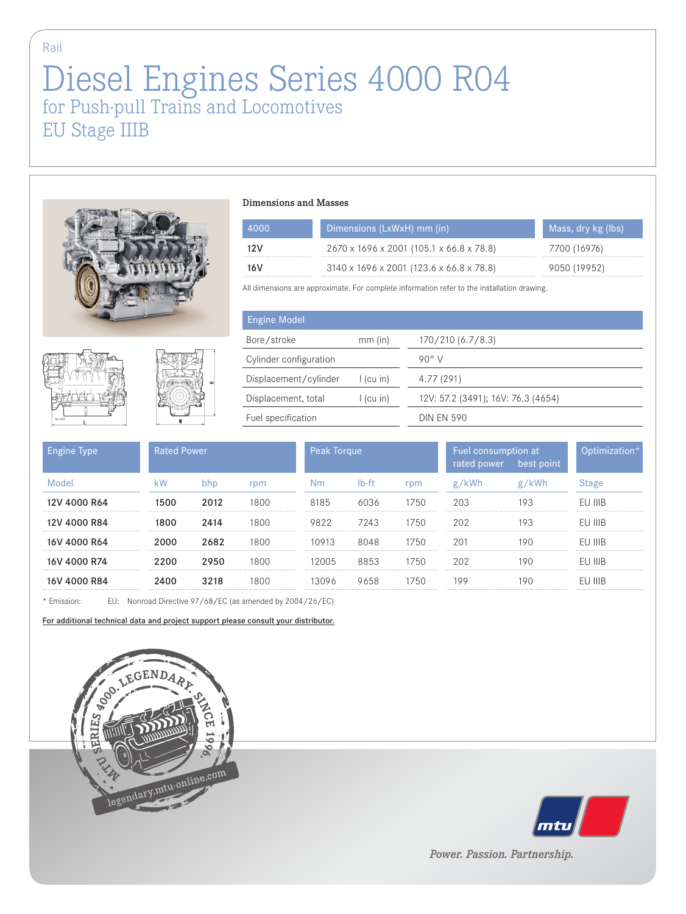Rail

# Diesel Engines Series 4000 R04

## for Push-pull Trains and Locomotives

## EU Stage IIIB

### Dimensions and Masses

| 4000 | Dimensions (LxWxH) mm (in) | Mass, dry kg (lbs) |
|---|---|---|
| 12V | 2670 x 1696 x 2001 (105.1 x 66.8 x 78.8) | 7700 (16976) |
| 16V | 3140 x 1696 x 2001 (123.6 x 66.8 x 78.8) | 9050 (19952) |

All dimensions are approximate. For complete information refer to the installation drawing.

| Engine Model | | |
|---|---|---|
| Bore/stroke | mm (in) | 170/210 (6.7/8.3) |
| Cylinder configuration | | 90° V |
| Displacement/cylinder | l (cu in) | 4.77 (291) |
| Displacement, total | l (cu in) | 12V: 57.2 (3491); 16V: 76.3 (4654) |
| Fuel specification | | DIN EN 590 |

| Engine Type | Rated Power | | | Peak Torque | | | Fuel consumption at rated power | best point | Optimization* |
|---|---|---|---|---|---|---|---|---|---|
| Model | kW | bhp | rpm | Nm | lb-ft | rpm | g/kWh | g/kWh | Stage |
| 12V 4000 R64 | 1500 | 2012 | 1800 | 8185 | 6036 | 1750 | 203 | 193 | EU IIIB |
| 12V 4000 R84 | 1800 | 2414 | 1800 | 9822 | 7243 | 1750 | 202 | 193 | EU IIIB |
| 16V 4000 R64 | 2000 | 2682 | 1800 | 10913 | 8048 | 1750 | 201 | 190 | EU IIIB |
| 16V 4000 R74 | 2200 | 2950 | 1800 | 12005 | 8853 | 1750 | 202 | 190 | EU IIIB |
| 16V 4000 R84 | 2400 | 3218 | 1800 | 13096 | 9658 | 1750 | 199 | 190 | EU IIIB |

\* Emission: EU: Nonroad Directive 97/68/EC (as amended by 2004/26/EC)

For additional technical data and project support please consult your distributor.

MTU SERIES 4000. LEGENDARY. SINCE 1996.
legendary.mtu-online.com

mtu

*Power. Passion. Partnership.*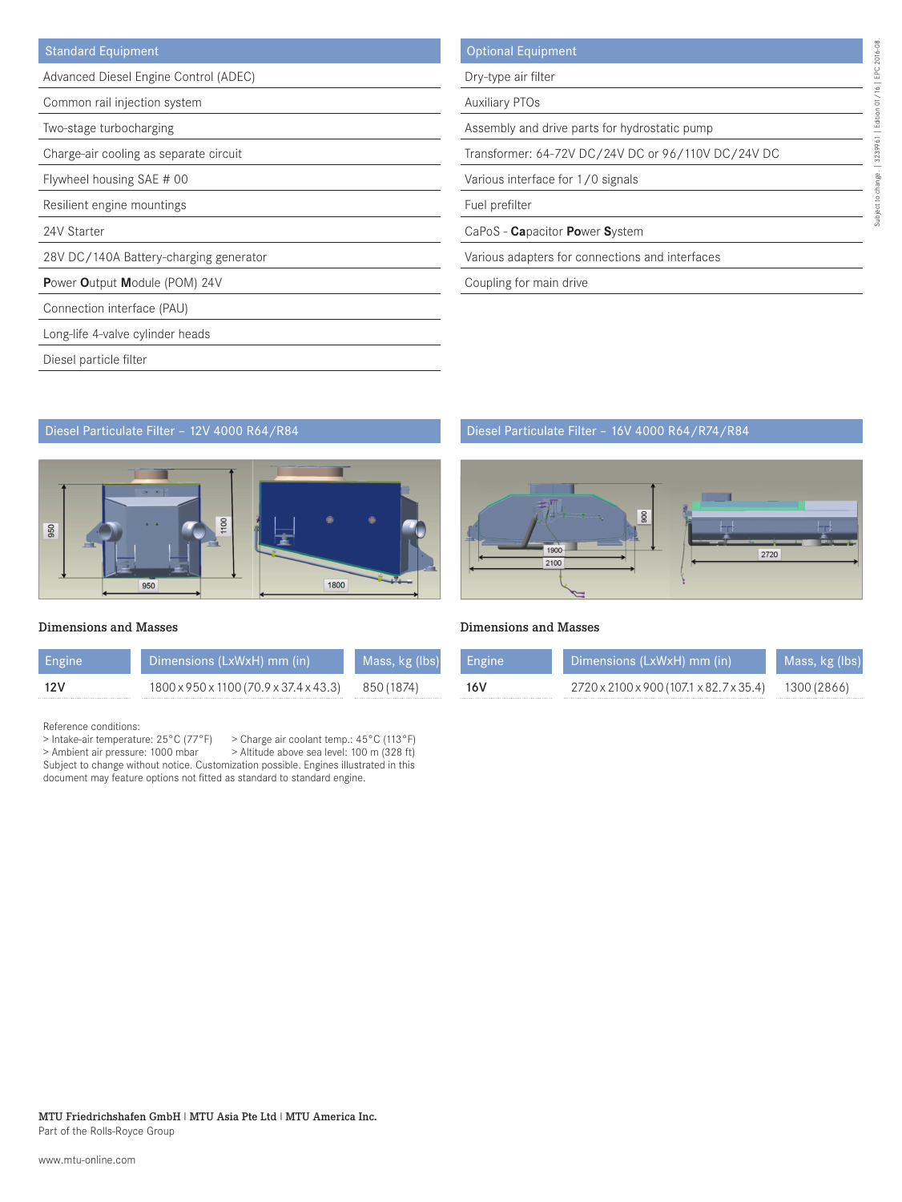## Standard Equipment

| |
|---|
| Advanced Diesel Engine Control (ADEC) |
| Common rail injection system |
| Two-stage turbocharging |
| Charge-air cooling as separate circuit |
| Flywheel housing SAE # 00 |
| Resilient engine mountings |
| 24V Starter |
| 28V DC/140A Battery-charging generator |
| **P**ower **O**utput **M**odule (POM) 24V |
| Connection interface (PAU) |
| Long-life 4-valve cylinder heads |
| Diesel particle filter |

## Optional Equipment

| |
|---|
| Dry-type air filter |
| Auxiliary PTOs |
| Assembly and drive parts for hydrostatic pump |
| Transformer: 64-72V DC/24V DC or 96/110V DC/24V DC |
| Various interface for 1/0 signals |
| Fuel prefilter |
| CaPoS - **Ca**pacitor **Po**wer **S**ystem |
| Various adapters for connections and interfaces |
| Coupling for main drive |

## Diesel Particulate Filter – 12V 4000 R64/R84

950
1100
950
1800

### Dimensions and Masses

| Engine | Dimensions (LxWxH) mm (in) | Mass, kg (lbs) |
|---|---|---|
| **12V** | 1800 x 950 x 1100 (70.9 x 37.4 x 43.3) | 850 (1874) |

## Diesel Particulate Filter – 16V 4000 R64/R74/R84

900
1900
2100
2720

### Dimensions and Masses

| Engine | Dimensions (LxWxH) mm (in) | Mass, kg (lbs) |
|---|---|---|
| **16V** | 2720 x 2100 x 900 (107.1 x 82.7 x 35.4) | 1300 (2866) |

Reference conditions:
> Intake-air temperature: 25°C (77°F) > Charge air coolant temp.: 45°C (113°F)
> Ambient air pressure: 1000 mbar > Altitude above sea level: 100 m (328 ft)
Subject to change without notice. Customization possible. Engines illustrated in this document may feature options not fitted as standard to standard engine.

Subject to change. | 3239961 | Edition 01/16 | EPC 2016-08.

**MTU Friedrichshafen GmbH | MTU Asia Pte Ltd | MTU America Inc.**
Part of the Rolls-Royce Group

www.mtu-online.com